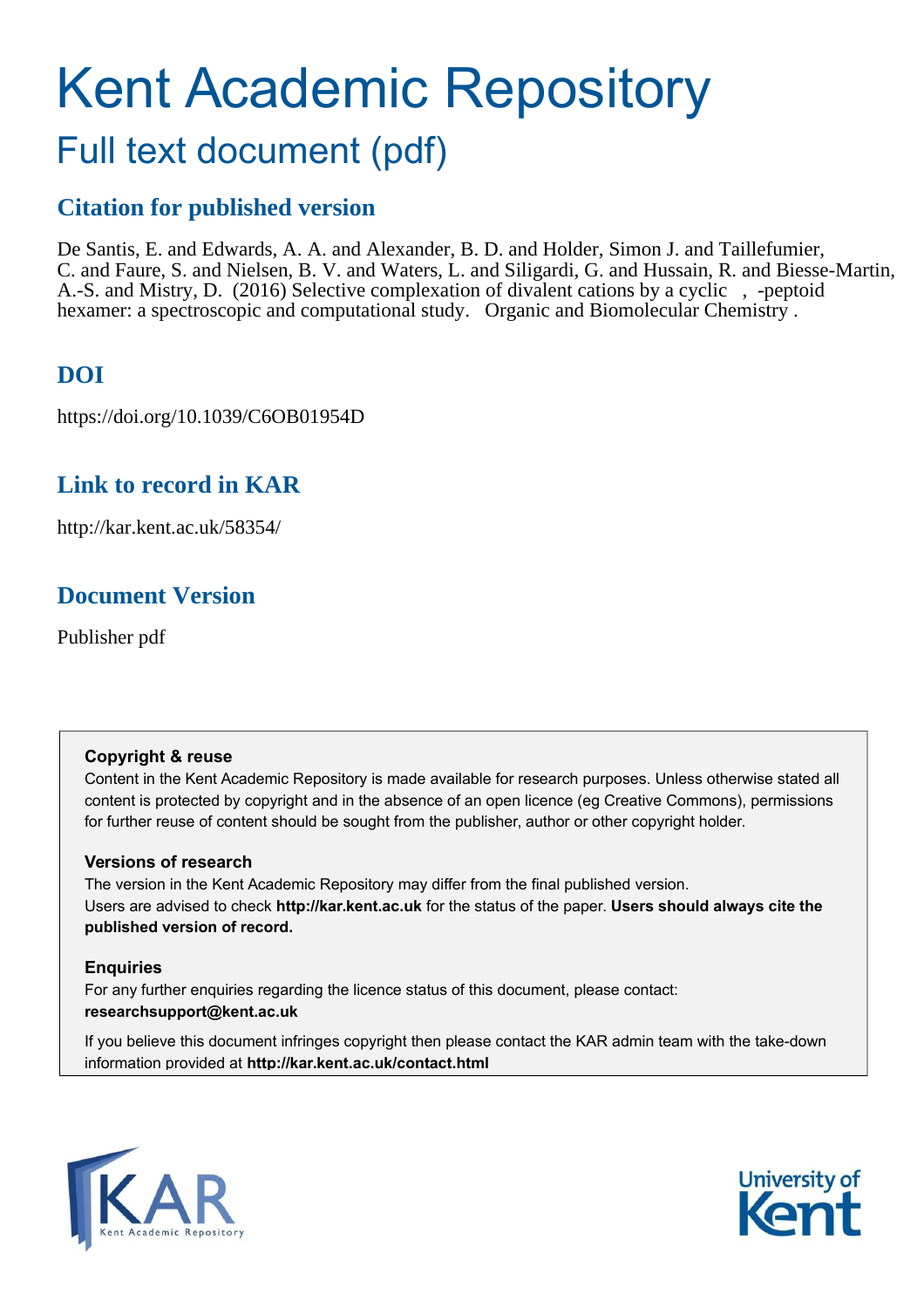# Kent Academic Repository

## Full text document (pdf)

## Citation for published version

De Santis, E. and Edwards, A. A. and Alexander, B. D. and Holder, Simon J. and Taillefumier, C. and Faure, S. and Nielsen, B. V. and Waters, L. and Siligardi, G. and Hussain, R. and Biesse-Martin, A.-S. and Mistry, D. (2016) Selective complexation of divalent cations by a cyclic , -peptoid hexamer: a spectroscopic and computational study. Organic and Biomolecular Chemistry .

## DOI

https://doi.org/10.1039/C6OB01954D

## Link to record in KAR

http://kar.kent.ac.uk/58354/

## Document Version

Publisher pdf

**Copyright & reuse**

Content in the Kent Academic Repository is made available for research purposes. Unless otherwise stated all content is protected by copyright and in the absence of an open licence (eg Creative Commons), permissions for further reuse of content should be sought from the publisher, author or other copyright holder.

**Versions of research**

The version in the Kent Academic Repository may differ from the final published version. Users are advised to check **http://kar.kent.ac.uk** for the status of the paper. **Users should always cite the published version of record.**

**Enquiries**

For any further enquiries regarding the licence status of this document, please contact: **researchsupport@kent.ac.uk**

If you believe this document infringes copyright then please contact the KAR admin team with the take-down information provided at **http://kar.kent.ac.uk/contact.html**

KAR Kent Academic Repository

University of Kent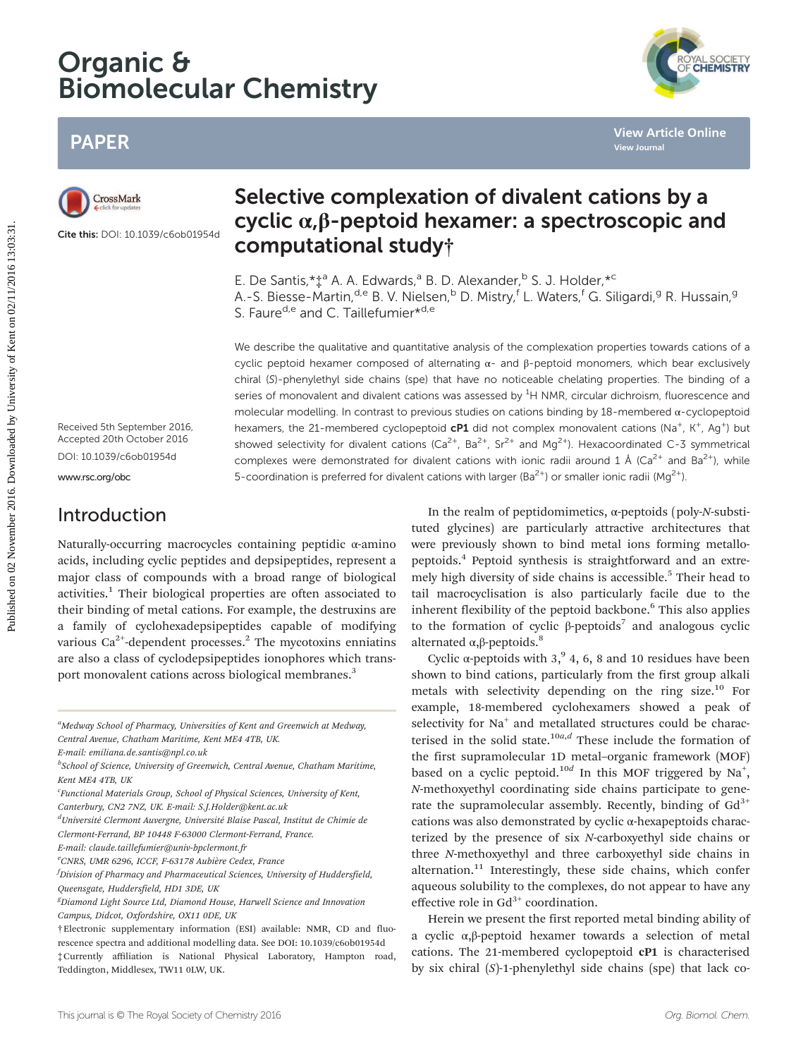# Organic & Biomolecular Chemistry

## PAPER

Cite this: DOI: 10.1039/c6ob01954d

# Selective complexation of divalent cations by a cyclic α,β-peptoid hexamer: a spectroscopic and computational study†

E. De Santis,*‡[a] A. A. Edwards,[a] B. D. Alexander,[b] S. J. Holder,*[c] A.-S. Biesse-Martin,[d,e] B. V. Nielsen,[b] D. Mistry,[f] L. Waters,[f] G. Siligardi,[g] R. Hussain,[g] S. Faure[d,e] and C. Taillefumier*[d,e]

Received 5th September 2016, Accepted 20th October 2016

DOI: 10.1039/c6ob01954d

www.rsc.org/obc

We describe the qualitative and quantitative analysis of the complexation properties towards cations of a cyclic peptoid hexamer composed of alternating α- and β-peptoid monomers, which bear exclusively chiral (*S*)-phenylethyl side chains (spe) that have no noticeable chelating properties. The binding of a series of monovalent and divalent cations was assessed by $^1H$ NMR, circular dichroism, fluorescence and molecular modelling. In contrast to previous studies on cations binding by 18-membered α-cyclopeptoid hexamers, the 21-membered cyclopeptoid **cP1** did not complex monovalent cations ($Na^+$, $K^+$, $Ag^+$) but showed selectivity for divalent cations ($Ca^{2+}$, $Ba^{2+}$, $Sr^{2+}$ and $Mg^{2+}$). Hexacoordinated C-3 symmetrical complexes were demonstrated for divalent cations with ionic radii around 1 Å ($Ca^{2+}$ and $Ba^{2+}$), while 5-coordination is preferred for divalent cations with larger ($Ba^{2+}$) or smaller ionic radii ($Mg^{2+}$).

## Introduction

Naturally-occurring macrocycles containing peptidic α-amino acids, including cyclic peptides and depsipeptides, represent a major class of compounds with a broad range of biological activities.[1] Their biological properties are often associated to their binding of metal cations. For example, the destruxins are a family of cyclohexadepsipeptides capable of modifying various $Ca^{2+}$-dependent processes.[2] The mycotoxins enniatins are also a class of cyclodepsipeptides ionophores which transport monovalent cations across biological membranes.[3]

In the realm of peptidomimetics, α-peptoids (poly-*N*-substituted glycines) are particularly attractive architectures that were previously shown to bind metal ions forming metallopeptoids.[4] Peptoid synthesis is straightforward and an extremely high diversity of side chains is accessible.[5] Their head to tail macrocyclisation is also particularly facile due to the inherent flexibility of the peptoid backbone.[6] This also applies to the formation of cyclic β-peptoids[7] and analogous cyclic alternated α,β-peptoids.[8]

Cyclic α-peptoids with 3,[9] 4, 6, 8 and 10 residues have been shown to bind cations, particularly from the first group alkali metals with selectivity depending on the ring size.[10] For example, 18-membered cyclohexamers showed a peak of selectivity for $Na^+$ and metallated structures could be characterised in the solid state.[10a,d] These include the formation of the first supramolecular 1D metal–organic framework (MOF) based on a cyclic peptoid.[10d] In this MOF triggered by $Na^+$, *N*-methoxyethyl coordinating side chains participate to generate the supramolecular assembly. Recently, binding of $Gd^{3+}$ cations was also demonstrated by cyclic α-hexapeptoids characterized by the presence of six *N*-carboxyethyl side chains or three *N*-methoxyethyl and three carboxyethyl side chains in alternation.[11] Interestingly, these side chains, which confer aqueous solubility to the complexes, do not appear to have any effective role in $Gd^{3+}$ coordination.

Herein we present the first reported metal binding ability of a cyclic α,β-peptoid hexamer towards a selection of metal cations. The 21-membered cyclopeptoid **cP1** is characterised by six chiral (*S*)-1-phenylethyl side chains (spe) that lack co-

---

[a] Medway School of Pharmacy, Universities of Kent and Greenwich at Medway, Central Avenue, Chatham Maritime, Kent ME4 4TB, UK. E-mail: emiliana.de.santis@npl.co.uk

[b] School of Science, University of Greenwich, Central Avenue, Chatham Maritime, Kent ME4 4TB, UK

[c] Functional Materials Group, School of Physical Sciences, University of Kent, Canterbury, CN2 7NZ, UK. E-mail: S.J.Holder@kent.ac.uk

[d] Université Clermont Auvergne, Université Blaise Pascal, Institut de Chimie de Clermont-Ferrand, BP 10448 F-63000 Clermont-Ferrand, France. E-mail: claude.taillefumier@univ-bpclermont.fr

[e] CNRS, UMR 6296, ICCF, F-63178 Aubière Cedex, France

[f] Division of Pharmacy and Pharmaceutical Sciences, University of Huddersfield, Queensgate, Huddersfield, HD1 3DE, UK

[g] Diamond Light Source Ltd, Diamond House, Harwell Science and Innovation Campus, Didcot, Oxfordshire, OX11 0DE, UK

† Electronic supplementary information (ESI) available: NMR, CD and fluorescence spectra and additional modelling data. See DOI: 10.1039/c6ob01954d

‡ Currently affiliation is National Physical Laboratory, Hampton road, Teddington, Middlesex, TW11 0LW, UK.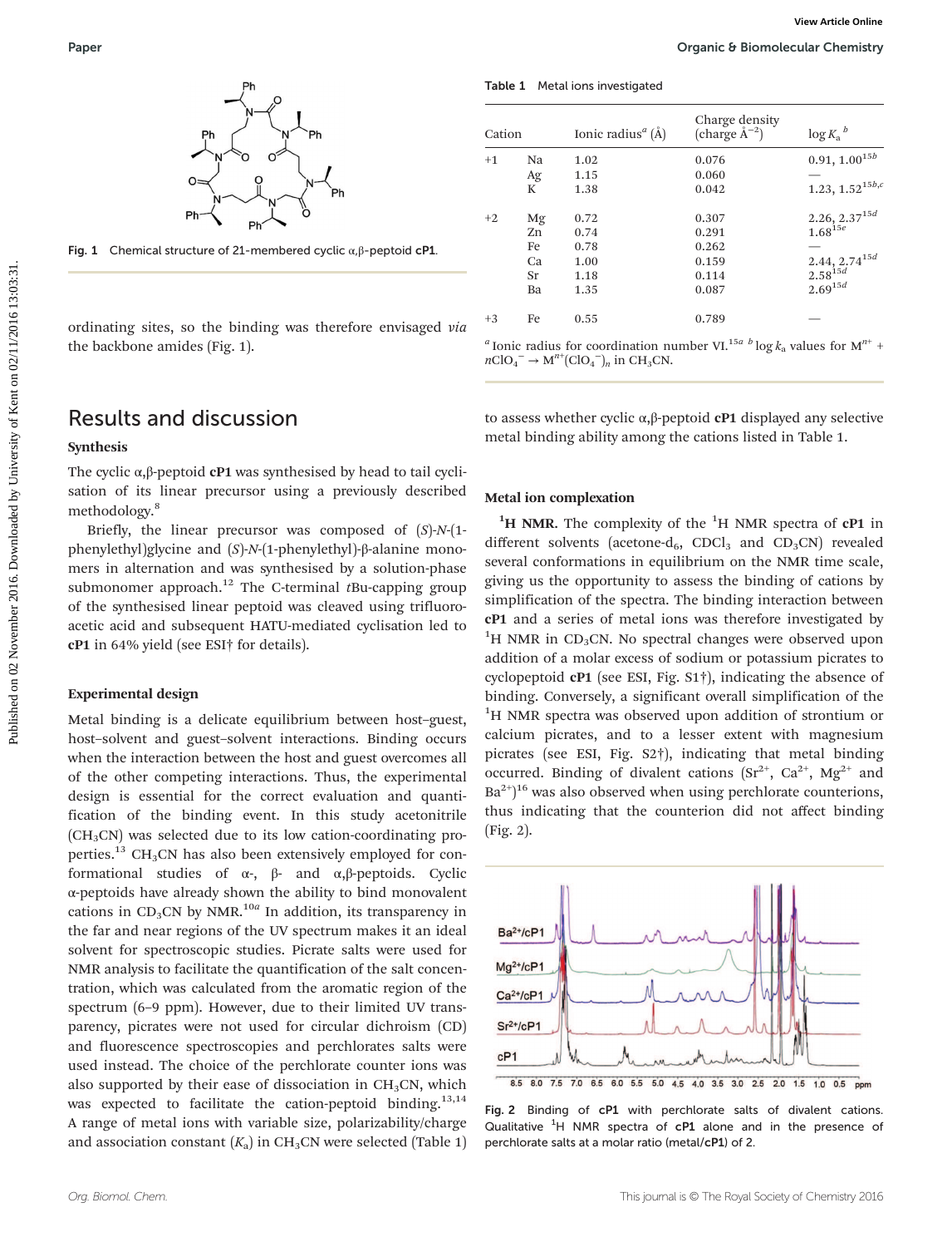Fig. 1 Chemical structure of 21-membered cyclic α,β-peptoid **cP1**.

ordinating sites, so the binding was therefore envisaged *via* the backbone amides (Fig. 1).

## Results and discussion

### Synthesis

The cyclic α,β-peptoid **cP1** was synthesised by head to tail cyclisation of its linear precursor using a previously described methodology.[8]

Briefly, the linear precursor was composed of (*S*)-*N*-(1-phenylethyl)glycine and (*S*)-*N*-(1-phenylethyl)-β-alanine monomers in alternation and was synthesised by a solution-phase submonomer approach.[12] The C-terminal *t*Bu-capping group of the synthesised linear peptoid was cleaved using trifluoroacetic acid and subsequent HATU-mediated cyclisation led to **cP1** in 64% yield (see ESI† for details).

### Experimental design

Metal binding is a delicate equilibrium between host–guest, host–solvent and guest–solvent interactions. Binding occurs when the interaction between the host and guest overcomes all of the other competing interactions. Thus, the experimental design is essential for the correct evaluation and quantification of the binding event. In this study acetonitrile ($CH_3CN$) was selected due to its low cation-coordinating properties.[13] $CH_3CN$ has also been extensively employed for conformational studies of α-, β- and α,β-peptoids. Cyclic α-peptoids have already shown the ability to bind monovalent cations in $CD_3CN$ by NMR.[10a] In addition, its transparency in the far and near regions of the UV spectrum makes it an ideal solvent for spectroscopic studies. Picrate salts were used for NMR analysis to facilitate the quantification of the salt concentration, which was calculated from the aromatic region of the spectrum (6–9 ppm). However, due to their limited UV transparency, picrates were not used for circular dichroism (CD) and fluorescence spectroscopies and perchlorates salts were used instead. The choice of the perchlorate counter ions was also supported by their ease of dissociation in $CH_3CN$, which was expected to facilitate the cation-peptoid binding.[13,14] A range of metal ions with variable size, polarizability/charge and association constant ($K_a$) in $CH_3CN$ were selected (Table 1) to assess whether cyclic α,β-peptoid **cP1** displayed any selective metal binding ability among the cations listed in Table 1.

Table 1 Metal ions investigated

| Cation | | Ionic radius[a] (Å) | Charge density (charge Å$^{-2}$) | $\log K_a$ [b] |
|---|---|---|---|---|
| +1 | Na | 1.02 | 0.076 | 0.91, 1.00[15b] |
| | Ag | 1.15 | 0.060 | — |
| | K | 1.38 | 0.042 | 1.23, 1.52[15b,c] |
| +2 | Mg | 0.72 | 0.307 | 2.26, 2.37[15d] |
| | Zn | 0.74 | 0.291 | 1.68[15e] |
| | Fe | 0.78 | 0.262 | — |
| | Ca | 1.00 | 0.159 | 2.44, 2.74[15d] |
| | Sr | 1.18 | 0.114 | 2.58[15d] |
| | Ba | 1.35 | 0.087 | 2.69[15d] |
| +3 | Fe | 0.55 | 0.789 | — |

[a] Ionic radius for coordination number VI.[15a] [b] $\log k_a$ values for $M^{n+} + nClO_4^- \rightarrow M^{n+}(ClO_4^-)_n$ in $CH_3CN$.

### Metal ion complexation

**$^1$H NMR.** The complexity of the $^1$H NMR spectra of **cP1** in different solvents (acetone-d$_6$, $CDCl_3$ and $CD_3CN$) revealed several conformations in equilibrium on the NMR time scale, giving us the opportunity to assess the binding of cations by simplification of the spectra. The binding interaction between **cP1** and a series of metal ions was therefore investigated by $^1$H NMR in $CD_3CN$. No spectral changes were observed upon addition of a molar excess of sodium or potassium picrates to cyclopeptoid **cP1** (see ESI, Fig. S1†), indicating the absence of binding. Conversely, a significant overall simplification of the $^1$H NMR spectra was observed upon addition of strontium or calcium picrates, and to a lesser extent with magnesium picrates (see ESI, Fig. S2†), indicating that metal binding occurred. Binding of divalent cations ($Sr^{2+}$, $Ca^{2+}$, $Mg^{2+}$ and $Ba^{2+}$)[16] was also observed when using perchlorate counterions, thus indicating that the counterion did not affect binding (Fig. 2).

Fig. 2 Binding of **cP1** with perchlorate salts of divalent cations. Qualitative $^1$H NMR spectra of **cP1** alone and in the presence of perchlorate salts at a molar ratio (metal/**cP1**) of 2.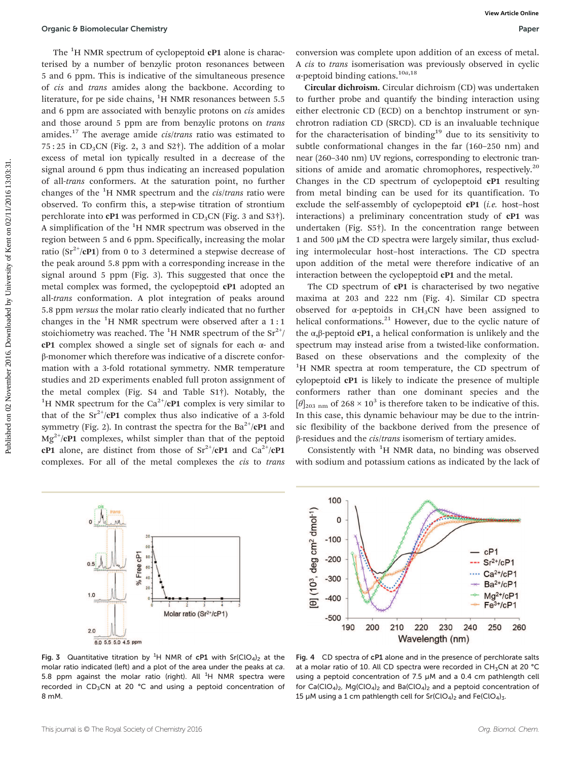The $^{1}H$ NMR spectrum of cyclopeptoid **cP1** alone is characterised by a number of benzylic proton resonances between 5 and 6 ppm. This is indicative of the simultaneous presence of *cis* and *trans* amides along the backbone. According to literature, for pe side chains, $^{1}H$ NMR resonances between 5.5 and 6 ppm are associated with benzylic protons on *cis* amides and those around 5 ppm are from benzylic protons on *trans* amides.[17] The average amide *cis*/*trans* ratio was estimated to 75 : 25 in $CD_3CN$ (Fig. 2, 3 and S2†). The addition of a molar excess of metal ion typically resulted in a decrease of the signal around 6 ppm thus indicating an increased population of all-*trans* conformers. At the saturation point, no further changes of the $^{1}H$ NMR spectrum and the *cis*/*trans* ratio were observed. To confirm this, a step-wise titration of strontium perchlorate into **cP1** was performed in $CD_3CN$ (Fig. 3 and S3†). A simplification of the $^{1}H$ NMR spectrum was observed in the region between 5 and 6 ppm. Specifically, increasing the molar ratio ($Sr^{2+}$/**cP1**) from 0 to 3 determined a stepwise decrease of the peak around 5.8 ppm with a corresponding increase in the signal around 5 ppm (Fig. 3). This suggested that once the metal complex was formed, the cyclopeptoid **cP1** adopted an all-*trans* conformation. A plot integration of peaks around 5.8 ppm *versus* the molar ratio clearly indicated that no further changes in the $^{1}H$ NMR spectrum were observed after a 1 : 1 stoichiometry was reached. The $^{1}H$ NMR spectrum of the $Sr^{2+}$/**cP1** complex showed a single set of signals for each α- and β-monomer which therefore was indicative of a discrete conformation with a 3-fold rotational symmetry. NMR temperature studies and 2D experiments enabled full proton assignment of the metal complex (Fig. S4 and Table S1†). Notably, the $^{1}H$ NMR spectrum for the $Ca^{2+}$/**cP1** complex is very similar to that of the $Sr^{2+}$/**cP1** complex thus also indicative of a 3-fold symmetry (Fig. 2). In contrast the spectra for the $Ba^{2+}$/**cP1** and $Mg^{2+}$/**cP1** complexes, whilst simpler than that of the peptoid **cP1** alone, are distinct from those of $Sr^{2+}$/**cP1** and $Ca^{2+}$/**cP1** complexes. For all of the metal complexes the *cis* to *trans* conversion was complete upon addition of an excess of metal. A *cis* to *trans* isomerisation was previously observed in cyclic α-peptoid binding cations.[10a,18]

**Circular dichroism.** Circular dichroism (CD) was undertaken to further probe and quantify the binding interaction using either electronic CD (ECD) on a benchtop instrument or synchrotron radiation CD (SRCD). CD is an invaluable technique for the characterisation of binding[19] due to its sensitivity to subtle conformational changes in the far (160–250 nm) and near (260–340 nm) UV regions, corresponding to electronic transitions of amide and aromatic chromophores, respectively.[20] Changes in the CD spectrum of cyclopeptoid **cP1** resulting from metal binding can be used for its quantification. To exclude the self-assembly of cyclopeptoid **cP1** (*i.e.* host–host interactions) a preliminary concentration study of **cP1** was undertaken (Fig. S5†). In the concentration range between 1 and 500 μM the CD spectra were largely similar, thus excluding intermolecular host–host interactions. The CD spectra upon addition of the metal were therefore indicative of an interaction between the cyclopeptoid **cP1** and the metal.

The CD spectrum of **cP1** is characterised by two negative maxima at 203 and 222 nm (Fig. 4). Similar CD spectra observed for α-peptoids in $CH_3CN$ have been assigned to helical conformations.[21] However, due to the cyclic nature of the α,β-peptoid **cP1**, a helical conformation is unlikely and the spectrum may instead arise from a twisted-like conformation. Based on these observations and the complexity of the $^{1}H$ NMR spectra at room temperature, the CD spectrum of cylopeptoid **cP1** is likely to indicate the presence of multiple conformers rather than one dominant species and the $[\theta]_{203\ nm}$ of $268 \times 10^{3}$ is therefore taken to be indicative of this. In this case, this dynamic behaviour may be due to the intrinsic flexibility of the backbone derived from the presence of β-residues and the *cis*/*trans* isomerism of tertiary amides.

Consistently with $^{1}H$ NMR data, no binding was observed with sodium and potassium cations as indicated by the lack of

**Fig. 3** Quantitative titration by $^{1}H$ NMR of **cP1** with $Sr(ClO_4)_2$ at the molar ratio indicated (left) and a plot of the area under the peaks at *ca.* 5.8 ppm against the molar ratio (right). All $^{1}H$ NMR spectra were recorded in $CD_3CN$ at 20 °C and using a peptoid concentration of 8 mM.

**Fig. 4** CD spectra of **cP1** alone and in the presence of perchlorate salts at a molar ratio of 10. All CD spectra were recorded in $CH_3CN$ at 20 °C using a peptoid concentration of 7.5 μM and a 0.4 cm pathlength cell for $Ca(ClO_4)_2$, $Mg(ClO_4)_2$ and $Ba(ClO_4)_2$ and a peptoid concentration of 15 μM using a 1 cm pathlength cell for $Sr(ClO_4)_2$ and $Fe(ClO_4)_3$.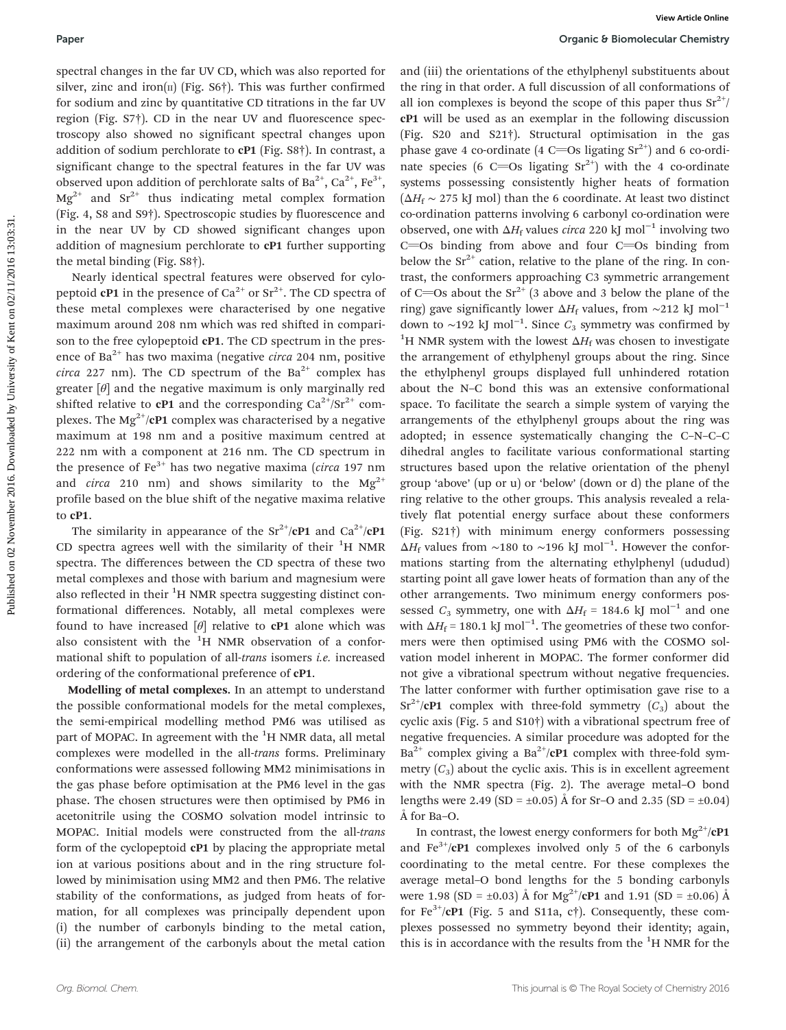spectral changes in the far UV CD, which was also reported for silver, zinc and iron(II) (Fig. S6†). This was further confirmed for sodium and zinc by quantitative CD titrations in the far UV region (Fig. S7†). CD in the near UV and fluorescence spectroscopy also showed no significant spectral changes upon addition of sodium perchlorate to **cP1** (Fig. S8†). In contrast, a significant change to the spectral features in the far UV was observed upon addition of perchlorate salts of $Ba^{2+}$, $Ca^{2+}$, $Fe^{3+}$, $Mg^{2+}$ and $Sr^{2+}$ thus indicating metal complex formation (Fig. 4, S8 and S9†). Spectroscopic studies by fluorescence and in the near UV by CD showed significant changes upon addition of magnesium perchlorate to **cP1** further supporting the metal binding (Fig. S8†).

Nearly identical spectral features were observed for cylopeptoid **cP1** in the presence of $Ca^{2+}$ or $Sr^{2+}$. The CD spectra of these metal complexes were characterised by one negative maximum around 208 nm which was red shifted in comparison to the free cylopeptoid **cP1**. The CD spectrum in the presence of $Ba^{2+}$ has two maxima (negative *circa* 204 nm, positive *circa* 227 nm). The CD spectrum of the $Ba^{2+}$ complex has greater [$\theta$] and the negative maximum is only marginally red shifted relative to **cP1** and the corresponding $Ca^{2+}$/$Sr^{2+}$ complexes. The $Mg^{2+}$/**cP1** complex was characterised by a negative maximum at 198 nm and a positive maximum centred at 222 nm with a component at 216 nm. The CD spectrum in the presence of $Fe^{3+}$ has two negative maxima (*circa* 197 nm and *circa* 210 nm) and shows similarity to the $Mg^{2+}$ profile based on the blue shift of the negative maxima relative to **cP1**.

The similarity in appearance of the $Sr^{2+}$/**cP1** and $Ca^{2+}$/**cP1** CD spectra agrees well with the similarity of their $^1$H NMR spectra. The differences between the CD spectra of these two metal complexes and those with barium and magnesium were also reflected in their $^1$H NMR spectra suggesting distinct conformational differences. Notably, all metal complexes were found to have increased [$\theta$] relative to **cP1** alone which was also consistent with the $^1$H NMR observation of a conformational shift to population of all-*trans* isomers *i.e.* increased ordering of the conformational preference of **cP1**.

**Modelling of metal complexes.** In an attempt to understand the possible conformational models for the metal complexes, the semi-empirical modelling method PM6 was utilised as part of MOPAC. In agreement with the $^1$H NMR data, all metal complexes were modelled in the all-*trans* forms. Preliminary conformations were assessed following MM2 minimisations in the gas phase before optimisation at the PM6 level in the gas phase. The chosen structures were then optimised by PM6 in acetonitrile using the COSMO solvation model intrinsic to MOPAC. Initial models were constructed from the all-*trans* form of the cyclopeptoid **cP1** by placing the appropriate metal ion at various positions about and in the ring structure followed by minimisation using MM2 and then PM6. The relative stability of the conformations, as judged from heats of formation, for all complexes was principally dependent upon (i) the number of carbonyls binding to the metal cation, (ii) the arrangement of the carbonyls about the metal cation and (iii) the orientations of the ethylphenyl substituents about the ring in that order. A full discussion of all conformations of all ion complexes is beyond the scope of this paper thus $Sr^{2+}$/**cP1** will be used as an exemplar in the following discussion (Fig. S20 and S21†). Structural optimisation in the gas phase gave 4 co-ordinate (4 C=Os ligating $Sr^{2+}$) and 6 co-ordinate species (6 C=Os ligating $Sr^{2+}$) with the 4 co-ordinate systems possessing consistently higher heats of formation ($\Delta H_f \sim 275$ kJ mol) than the 6 coordinate. At least two distinct co-ordination patterns involving 6 carbonyl co-ordination were observed, one with $\Delta H_f$ values *circa* 220 kJ mol$^{-1}$ involving two C=Os binding from above and four C=Os binding from below the $Sr^{2+}$ cation, relative to the plane of the ring. In contrast, the conformers approaching C3 symmetric arrangement of C=Os about the $Sr^{2+}$ (3 above and 3 below the plane of the ring) gave significantly lower $\Delta H_f$ values, from ~212 kJ mol$^{-1}$ down to ~192 kJ mol$^{-1}$. Since $C_3$ symmetry was confirmed by $^1$H NMR system with the lowest $\Delta H_f$ was chosen to investigate the arrangement of ethylphenyl groups about the ring. Since the ethylphenyl groups displayed full unhindered rotation about the N–C bond this was an extensive conformational space. To facilitate the search a simple system of varying the arrangements of the ethylphenyl groups about the ring was adopted; in essence systematically changing the C–N–C–C dihedral angles to facilitate various conformational starting structures based upon the relative orientation of the phenyl group 'above' (up or u) or 'below' (down or d) the plane of the ring relative to the other groups. This analysis revealed a relatively flat potential energy surface about these conformers (Fig. S21†) with minimum energy conformers possessing $\Delta H_f$ values from ~180 to ~196 kJ mol$^{-1}$. However the conformations starting from the alternating ethylphenyl (ududud) starting point all gave lower heats of formation than any of the other arrangements. Two minimum energy conformers possessed $C_3$ symmetry, one with $\Delta H_f$ = 184.6 kJ mol$^{-1}$ and one with $\Delta H_f$ = 180.1 kJ mol$^{-1}$. The geometries of these two conformers were then optimised using PM6 with the COSMO solvation model inherent in MOPAC. The former conformer did not give a vibrational spectrum without negative frequencies. The latter conformer with further optimisation gave rise to a $Sr^{2+}$/**cP1** complex with three-fold symmetry ($C_3$) about the cyclic axis (Fig. 5 and S10†) with a vibrational spectrum free of negative frequencies. A similar procedure was adopted for the $Ba^{2+}$ complex giving a $Ba^{2+}$/**cP1** complex with three-fold symmetry ($C_3$) about the cyclic axis. This is in excellent agreement with the NMR spectra (Fig. 2). The average metal–O bond lengths were 2.49 (SD = ±0.05) Å for Sr–O and 2.35 (SD = ±0.04) Å for Ba–O.

In contrast, the lowest energy conformers for both $Mg^{2+}$/**cP1** and $Fe^{3+}$/**cP1** complexes involved only 5 of the 6 carbonyls coordinating to the metal centre. For these complexes the average metal–O bond lengths for the 5 bonding carbonyls were 1.98 (SD = ±0.03) Å for $Mg^{2+}$/**cP1** and 1.91 (SD = ±0.06) Å for $Fe^{3+}$/**cP1** (Fig. 5 and S11a, c†). Consequently, these complexes possessed no symmetry beyond their identity; again, this is in accordance with the results from the $^1$H NMR for the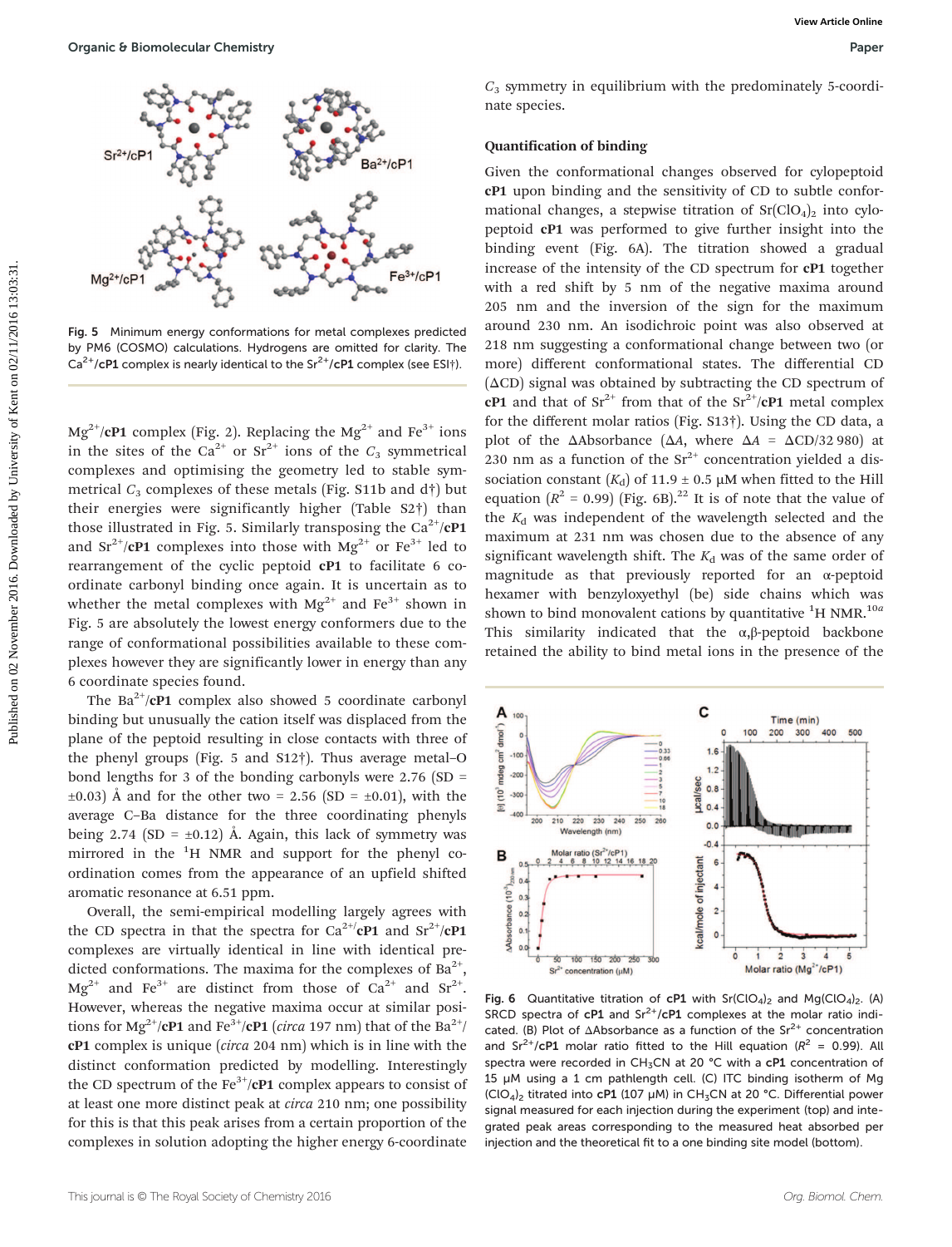Fig. 5 Minimum energy conformations for metal complexes predicted by PM6 (COSMO) calculations. Hydrogens are omitted for clarity. The $Ca^{2+}$/**cP1** complex is nearly identical to the $Sr^{2+}$/**cP1** complex (see ESI†).

$Mg^{2+}$/**cP1** complex (Fig. 2). Replacing the $Mg^{2+}$ and $Fe^{3+}$ ions in the sites of the $Ca^{2+}$ or $Sr^{2+}$ ions of the $C_3$ symmetrical complexes and optimising the geometry led to stable symmetrical $C_3$ complexes of these metals (Fig. S11b and d†) but their energies were significantly higher (Table S2†) than those illustrated in Fig. 5. Similarly transposing the $Ca^{2+}$/**cP1** and $Sr^{2+}$/**cP1** complexes into those with $Mg^{2+}$ or $Fe^{3+}$ led to rearrangement of the cyclic peptoid **cP1** to facilitate 6 coordinate carbonyl binding once again. It is uncertain as to whether the metal complexes with $Mg^{2+}$ and $Fe^{3+}$ shown in Fig. 5 are absolutely the lowest energy conformers due to the range of conformational possibilities available to these complexes however they are significantly lower in energy than any 6 coordinate species found.

The $Ba^{2+}$/**cP1** complex also showed 5 coordinate carbonyl binding but unusually the cation itself was displaced from the plane of the peptoid resulting in close contacts with three of the phenyl groups (Fig. 5 and S12†). Thus average metal–O bond lengths for 3 of the bonding carbonyls were 2.76 (SD = ±0.03) Å and for the other two = 2.56 (SD = ±0.01), with the average C–Ba distance for the three coordinating phenyls being 2.74 (SD = ±0.12) Å. Again, this lack of symmetry was mirrored in the $^1H$ NMR and support for the phenyl coordination comes from the appearance of an upfield shifted aromatic resonance at 6.51 ppm.

Overall, the semi-empirical modelling largely agrees with the CD spectra in that the spectra for $Ca^{2+}$/**cP1** and $Sr^{2+}$/**cP1** complexes are virtually identical in line with identical predicted conformations. The maxima for the complexes of $Ba^{2+}$, $Mg^{2+}$ and $Fe^{3+}$ are distinct from those of $Ca^{2+}$ and $Sr^{2+}$. However, whereas the similar maxima occur at similar positions for $Mg^{2+}$/**cP1** and $Fe^{3+}$/**cP1** (*circa* 197 nm) that of the $Ba^{2+}$/**cP1** complex is unique (*circa* 204 nm) which is in line with the distinct conformation predicted by modelling. Interestingly the CD spectrum of the $Fe^{3+}$/**cP1** complex appears to consist of at least one more distinct peak at *circa* 210 nm; one possibility for this is that this peak arises from a certain proportion of the complexes in solution adopting the higher energy 6-coordinate $C_3$ symmetry in equilibrium with the predominately 5-coordinate species.

### Quantification of binding

Given the conformational changes observed for cylopeptoid **cP1** upon binding and the sensitivity of CD to subtle conformational changes, a stepwise titration of $Sr(ClO_4)_2$ into cylopeptoid **cP1** was performed to give further insight into the binding event (Fig. 6A). The titration showed a gradual increase of the intensity of the CD spectrum for **cP1** together with a red shift by 5 nm of the negative maxima around 205 nm and the inversion of the sign for the maximum around 230 nm. An isodichroic point was also observed at 218 nm suggesting a conformational change between two (or more) different conformational states. The differential CD (ΔCD) signal was obtained by subtracting the CD spectrum of **cP1** and that of $Sr^{2+}$ from that of the $Sr^{2+}$/**cP1** metal complex for the different molar ratios (Fig. S13†). Using the CD data, a plot of the ΔAbsorbance ($\Delta A$, where $\Delta A$ = ΔCD/32 980) at 230 nm as a function of the $Sr^{2+}$ concentration yielded a dissociation constant ($K_d$) of 11.9 ± 0.5 μM when fitted to the Hill equation ($R^2$ = 0.99) (Fig. 6B).[22] It is of note that the value of the $K_d$ was independent of the wavelength selected and the maximum at 231 nm was chosen due to the absence of any significant wavelength shift. The $K_d$ was of the same order of magnitude as that previously reported for an α-peptoid hexamer with benzyloxyethyl (be) side chains which was shown to bind monovalent cations by quantitative $^1H$ NMR.[10a] This similarity indicated that the α,β-peptoid backbone retained the ability to bind metal ions in the presence of the

Fig. 6 Quantitative titration of **cP1** with $Sr(ClO_4)_2$ and $Mg(ClO_4)_2$. (A) SRCD spectra of **cP1** and $Sr^{2+}$/**cP1** complexes at the molar ratio indicated. (B) Plot of ΔAbsorbance as a function of the $Sr^{2+}$ concentration and $Sr^{2+}$/**cP1** molar ratio fitted to the Hill equation ($R^2$ = 0.99). All spectra were recorded in $CH_3CN$ at 20 °C with a **cP1** concentration of 15 μM using a 1 cm pathlength cell. (C) ITC binding isotherm of Mg $(ClO_4)_2$ titrated into **cP1** (107 μM) in $CH_3CN$ at 20 °C. Differential power signal measured for each injection during the experiment (top) and integrated peak areas corresponding to the measured heat absorbed per injection and the theoretical fit to a one binding site model (bottom).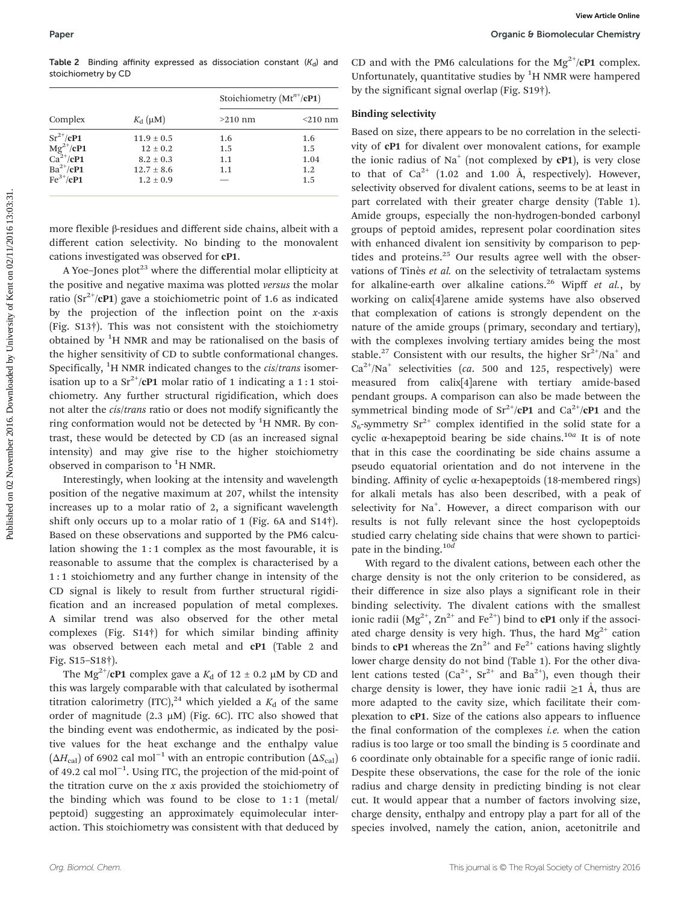Table 2 Binding affinity expressed as dissociation constant ($K_d$) and stoichiometry by CD

| Complex | $K_d$ (μM) | Stoichiometry ($Mt^{n+}$/**cP1**) | |
|---|---|---|---|
| | | >210 nm | <210 nm |
| $Sr^{2+}$/**cP1** | 11.9 ± 0.5 | 1.6 | 1.6 |
| $Mg^{2+}$/**cP1** | 12 ± 0.2 | 1.5 | 1.5 |
| $Ca^{2+}$/**cP1** | 8.2 ± 0.3 | 1.1 | 1.04 |
| $Ba^{2+}$/**cP1** | 12.7 ± 8.6 | 1.1 | 1.2 |
| $Fe^{3+}$/**cP1** | 1.2 ± 0.9 | — | 1.5 |

more flexible β-residues and different side chains, albeit with a different cation selectivity. No binding to the monovalent cations investigated was observed for **cP1**.

A Yoe–Jones plot[23] where the differential molar ellipticity at the positive and negative maxima was plotted *versus* the molar ratio ($Sr^{2+}$/**cP1**) gave a stoichiometric point of 1.6 as indicated by the projection of the inflection point on the *x*-axis (Fig. S13†). This was not consistent with the stoichiometry obtained by $^1$H NMR and may be rationalised on the basis of the higher sensitivity of CD to subtle conformational changes. Specifically, $^1$H NMR indicated changes to the *cis*/*trans* isomerisation up to a $Sr^{2+}$/**cP1** molar ratio of 1 indicating a 1 : 1 stoichiometry. Any further structural rigidification, which does not alter the *cis*/*trans* ratio or does not modify significantly the ring conformation would not be detected by $^1$H NMR. By contrast, these would be detected by CD (as an increased signal intensity) and may give rise to the higher stoichiometry observed in comparison to $^1$H NMR.

Interestingly, when looking at the intensity and wavelength position of the negative maximum at 207, whilst the intensity increases up to a molar ratio of 2, a significant wavelength shift only occurs up to a molar ratio of 1 (Fig. 6A and S14†). Based on these observations and supported by the PM6 calculation showing the 1 : 1 complex as the most favourable, it is reasonable to assume that the complex is characterised by a 1 : 1 stoichiometry and any further change in intensity of the CD signal is likely to result from further structural rigidification and an increased population of metal complexes. A similar trend was also observed for the other metal complexes (Fig. S14†) for which similar binding affinity was observed between each metal and **cP1** (Table 2 and Fig. S15–S18†).

The $Mg^{2+}$/**cP1** complex gave a $K_d$ of 12 ± 0.2 μM by CD and this was largely comparable with that calculated by isothermal titration calorimetry (ITC),[24] which yielded a $K_d$ of the same order of magnitude (2.3 μM) (Fig. 6C). ITC also showed that the binding event was endothermic, as indicated by the positive values for the heat exchange and the enthalpy value ($\Delta H_{cal}$) of 6902 cal mol$^{-1}$ with an entropic contribution ($\Delta S_{cal}$) of 49.2 cal mol$^{-1}$. Using ITC, the projection of the mid-point of the titration curve on the *x* axis provided the stoichiometry of the binding which was found to be close to 1 : 1 (metal/peptoid) suggesting an approximately equimolecular interaction. This stoichiometry was consistent with that deduced by CD and with the PM6 calculations for the $Mg^{2+}$/**cP1** complex. Unfortunately, quantitative studies by $^1$H NMR were hampered by the significant signal overlap (Fig. S19†).

### Binding selectivity

Based on size, there appears to be no correlation in the selectivity of **cP1** for divalent over monovalent cations, for example the ionic radius of $Na^+$ (not complexed by **cP1**), is very close to that of $Ca^{2+}$ (1.02 and 1.00 Å, respectively). However, selectivity observed for divalent cations, seems to be at least in part correlated with their greater charge density (Table 1). Amide groups, especially the non-hydrogen-bonded carbonyl groups of peptoid amides, represent polar coordination sites with enhanced divalent ion sensitivity by comparison to peptides and proteins.[25] Our results agree well with the observations of Tinès *et al.* on the selectivity of tetralactam systems for alkaline-earth over alkaline cations.[26] Wipff *et al.*, by working on calix[4]arene amide systems have also observed that complexation of cations is strongly dependent on the nature of the amide groups (primary, secondary and tertiary), with the complexes involving tertiary amides being the most stable.[27] Consistent with our results, the higher $Sr^{2+}/Na^+$ and $Ca^{2+}/Na^+$ selectivities (*ca.* 500 and 125, respectively) were measured from calix[4]arene with tertiary amide-based pendant groups. A comparison can also be made between the symmetrical binding mode of $Sr^{2+}$/**cP1** and $Ca^{2+}$/**cP1** and the $S_6$-symmetry $Sr^{2+}$ complex identified in the solid state for a cyclic α-hexapeptoid bearing be side chains.[10a] It is of note that in this case the coordinating be side chains assume a pseudo equatorial orientation and do not intervene in the binding. Affinity of cyclic α-hexapeptoids (18-membered rings) for alkali metals has also been described, with a peak of selectivity for $Na^+$. However, a direct comparison with our results is not fully relevant since the host cyclopeptoids studied carry chelating side chains that were shown to participate in the binding.[10d]

With regard to the divalent cations, between each other the charge density is not the only criterion to be considered, as their difference in size also plays a significant role in their binding selectivity. The divalent cations with the smallest ionic radii ($Mg^{2+}$, $Zn^{2+}$ and $Fe^{2+}$) bind to **cP1** only if the associated charge density is very high. Thus, the hard $Mg^{2+}$ cation binds to **cP1** whereas the $Zn^{2+}$ and $Fe^{2+}$ cations having slightly lower charge density do not bind (Table 1). For the other divalent cations tested ($Ca^{2+}$, $Sr^{2+}$ and $Ba^{2+}$), even though their charge density is lower, they have ionic radii ≥1 Å, thus are more adapted to the cavity size, which facilitate their complexation to **cP1**. Size of the cations also appears to influence the final conformation of the complexes *i.e.* when the cation radius is too large or too small the binding is 5 coordinate and 6 coordinate only obtainable for a specific range of ionic radii. Despite these observations, the case for the role of the ionic radius and charge density in predicting binding is not clear cut. It would appear that a number of factors involving size, charge density, enthalpy and entropy play a part for all of the species involved, namely the cation, anion, acetonitrile and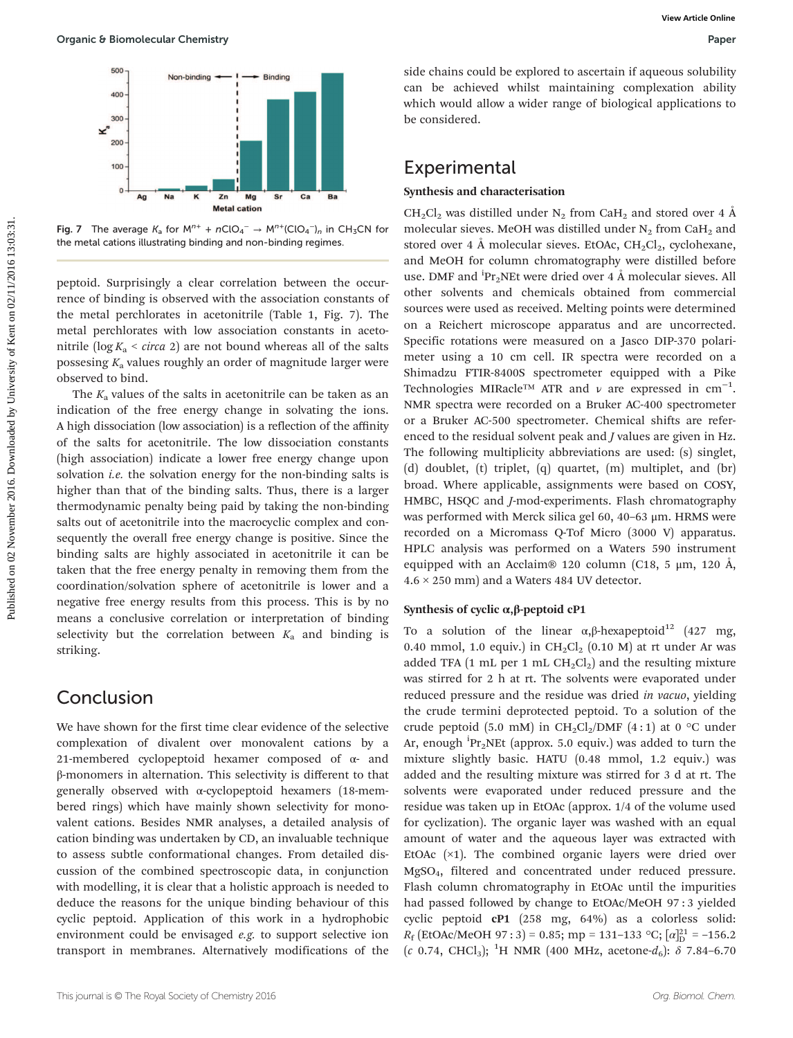Fig. 7 The average $K_a$ for $M^{n+} + nClO_4^- \rightarrow M^{n+}(ClO_4^-)_n$ in $CH_3CN$ for the metal cations illustrating binding and non-binding regimes.

peptoid. Surprisingly a clear correlation between the occurrence of binding is observed with the association constants of the metal perchlorates in acetonitrile (Table 1, Fig. 7). The metal perchlorates with low association constants in acetonitrile ($\log K_a$ < *circa* 2) are not bound whereas all of the salts possesing $K_a$ values roughly an order of magnitude larger were observed to bind.

The $K_a$ values of the salts in acetonitrile can be taken as an indication of the free energy change in solvating the ions. A high dissociation (low association) is a reflection of the affinity of the salts for acetonitrile. The low dissociation constants (high association) indicate a lower free energy change upon solvation *i.e.* the solvation energy for the non-binding salts is higher than that of the binding salts. Thus, there is a larger thermodynamic penalty being paid by taking the non-binding salts out of acetonitrile into the macrocyclic complex and consequently the overall free energy change is positive. Since the binding salts are highly associated in acetonitrile it can be taken that the free energy penalty in removing them from the coordination/solvation sphere of acetonitrile is lower and a negative free energy results from this process. This is by no means a conclusive correlation or interpretation of binding selectivity but the correlation between $K_a$ and binding is striking.

## Conclusion

We have shown for the first time clear evidence of the selective complexation of divalent over monovalent cations by a 21-membered cyclopeptoid hexamer composed of α- and β-monomers in alternation. This selectivity is different to that generally observed with α-cyclopeptoid hexamers (18-membered rings) which have mainly shown selectivity for monovalent cations. Besides NMR analyses, a detailed analysis of cation binding was undertaken by CD, an invaluable technique to assess subtle conformational changes. From detailed discussion of the combined spectroscopic data, in conjunction with modelling, it is clear that a holistic approach is needed to deduce the reasons for the unique binding behaviour of this cyclic peptoid. Application of this work in a hydrophobic environment could be envisaged *e.g.* to support selective ion transport in membranes. Alternatively modifications of the side chains could be explored to ascertain if aqueous solubility can be achieved whilst maintaining complexation ability which would allow a wider range of biological applications to be considered.

## Experimental

### Synthesis and characterisation

$CH_2Cl_2$ was distilled under $N_2$ from $CaH_2$ and stored over 4 Å molecular sieves. MeOH was distilled under $N_2$ from $CaH_2$ and stored over 4 Å molecular sieves. EtOAc, $CH_2Cl_2$, cyclohexane, and MeOH for column chromatography were distilled before use. DMF and $^iPr_2NEt$ were dried over 4 Å molecular sieves. All other solvents and chemicals obtained from commercial sources were used as received. Melting points were determined on a Reichert microscope apparatus and are uncorrected. Specific rotations were measured on a Jasco DIP-370 polarimeter using a 10 cm cell. IR spectra were recorded on a Shimadzu FTIR-8400S spectrometer equipped with a Pike Technologies MIRacle™ ATR and ν are expressed in $cm^{-1}$. NMR spectra were recorded on a Bruker AC-400 spectrometer or a Bruker AC-500 spectrometer. Chemical shifts are referenced to the residual solvent peak and *J* values are given in Hz. The following multiplicity abbreviations are used: (s) singlet, (d) doublet, (t) triplet, (q) quartet, (m) multiplet, and (br) broad. Where applicable, assignments were based on COSY, HMBC, HSQC and *J*-mod-experiments. Flash chromatography was performed with Merck silica gel 60, 40–63 μm. HRMS were recorded on a Micromass Q-Tof Micro (3000 V) apparatus. HPLC analysis was performed on a Waters 590 instrument equipped with an Acclaim® 120 column (C18, 5 μm, 120 Å, 4.6 × 250 mm) and a Waters 484 UV detector.

### Synthesis of cyclic α,β-peptoid cP1

To a solution of the linear α,β-hexapeptoid[12] (427 mg, 0.40 mmol, 1.0 equiv.) in $CH_2Cl_2$ (0.10 M) at rt under Ar was added TFA (1 mL per 1 mL $CH_2Cl_2$) and the resulting mixture was stirred for 2 h at rt. The solvents were evaporated under reduced pressure and the residue was dried *in vacuo*, yielding the crude termini deprotected peptoid. To a solution of the crude peptoid (5.0 mM) in $CH_2Cl_2$/DMF (4 : 1) at 0 °C under Ar, enough $^iPr_2NEt$ (approx. 5.0 equiv.) was added to turn the mixture slightly basic. HATU (0.48 mmol, 1.2 equiv.) was added and the resulting mixture was stirred for 3 d at rt. The solvents were evaporated under reduced pressure and the residue was taken up in EtOAc (approx. 1/4 of the volume used for cyclization). The organic layer was washed with an equal amount of water and the aqueous layer was extracted with EtOAc (×1). The combined organic layers were dried over $MgSO_4$, filtered and concentrated under reduced pressure. Flash column chromatography in EtOAc until the impurities had passed followed by change to EtOAc/MeOH 97 : 3 yielded cyclic peptoid **cP1** (258 mg, 64%) as a colorless solid: $R_f$ (EtOAc/MeOH 97 : 3) = 0.85; mp = 131–133 °C; $[\alpha]_D^{21} = -156.2$ (*c* 0.74, $CHCl_3$); $^1H$ NMR (400 MHz, acetone-$d_6$): δ 7.84–6.70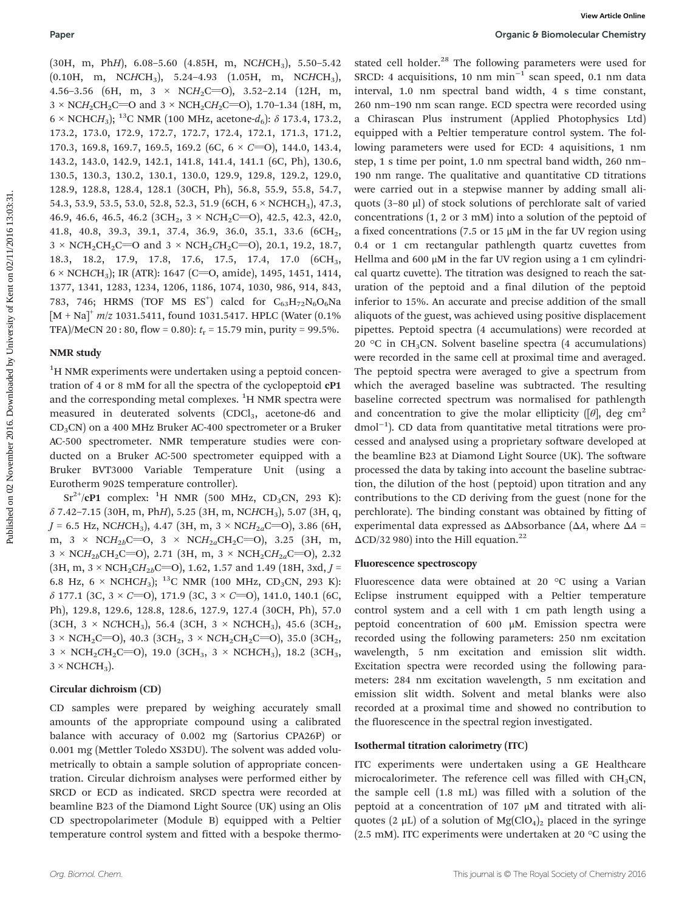(30H, m, Ph*H*), 6.08–5.60 (4.85H, m, NC*H*CH$_3$), 5.50–5.42 (0.10H, m, NC*H*CH$_3$), 5.24–4.93 (1.05H, m, NC*H*CH$_3$), 4.56–3.56 (6H, m, 3 × NC*H*$_2$C=O), 3.52–2.14 (12H, m, 3 × NC*H*$_2$CH$_2$C=O and 3 × NCH$_2$C*H*$_2$C=O), 1.70–1.34 (18H, m, 6 × NCHC*H*$_3$); $^{13}$C NMR (100 MHz, acetone-$d_6$): δ 173.4, 173.2, 173.2, 173.0, 172.9, 172.7, 172.7, 172.4, 172.1, 171.3, 171.2, 170.3, 169.8, 169.7, 169.5, 169.2 (6C, 6 × *C*=O), 144.0, 143.4, 143.2, 143.0, 142.9, 142.1, 141.8, 141.4, 141.1 (6C, Ph), 130.6, 130.5, 130.3, 130.2, 130.1, 130.0, 129.9, 129.8, 129.2, 129.0, 128.9, 128.8, 128.4, 128.1 (30CH, Ph), 56.8, 55.9, 55.8, 54.7, 54.3, 53.9, 53.5, 53.0, 52.8, 52.3, 51.9 (6CH, 6 × N*C*HCH$_3$), 47.3, 46.9, 46.6, 46.5, 46.2 (3CH$_2$, 3 × N*C*H$_2$C=O), 42.5, 42.3, 42.0, 41.8, 40.8, 39.3, 39.1, 37.4, 36.9, 36.0, 35.1, 33.6 (6CH$_2$, 3 × N*C*H$_2$CH$_2$C=O and 3 × NCH$_2$*C*H$_2$C=O), 20.1, 19.2, 18.7, 18.3, 18.2, 17.9, 17.8, 17.6, 17.5, 17.4, 17.0 (6CH$_3$, 6 × NCH*C*H$_3$); IR (ATR): 1647 (C=O, amide), 1495, 1451, 1414, 1377, 1341, 1283, 1234, 1206, 1186, 1074, 1030, 986, 914, 843, 783, 746; HRMS (TOF MS ES$^+$) calcd for $C_{63}H_{72}N_6O_6Na$ $[M + Na]^+$ *m/z* 1031.5411, found 1031.5417. HPLC (Water (0.1% TFA)/MeCN 20 : 80, flow = 0.80): $t_r$ = 15.79 min, purity = 99.5%.

### NMR study

$^1$H NMR experiments were undertaken using a peptoid concentration of 4 or 8 mM for all the spectra of the cyclopeptoid **cP1** and the corresponding metal complexes. $^1$H NMR spectra were measured in deuterated solvents (CDCl$_3$, acetone-d6 and CD$_3$CN) on a 400 MHz Bruker AC-400 spectrometer or a Bruker AC-500 spectrometer. NMR temperature studies were conducted on a Bruker AC-500 spectrometer equipped with a Bruker BVT3000 Variable Temperature Unit (using a Eurotherm 902S temperature controller).

$Sr^{2+}$/**cP1** complex: $^1$H NMR (500 MHz, CD$_3$CN, 293 K): δ 7.42–7.15 (30H, m, Ph*H*), 5.25 (3H, m, NC*H*CH$_3$), 5.07 (3H, q, *J* = 6.5 Hz, NC*H*CH$_3$), 4.47 (3H, m, 3 × NC*H*$_{2a}$C=O), 3.86 (6H, m, 3 × NC*H*$_{2b}$C=O, 3 × NC*H*$_{2a}$CH$_2$C=O), 3.25 (3H, m, 3 × NC*H*$_{2b}$CH$_2$C=O), 2.71 (3H, m, 3 × NCH$_2$C*H*$_{2a}$C=O), 2.32 (3H, m, 3 × NCH$_2$C*H*$_{2b}$C=O), 1.62, 1.57 and 1.49 (18H, 3xd, *J* = 6.8 Hz, 6 × NCHC*H*$_3$); $^{13}$C NMR (100 MHz, CD$_3$CN, 293 K): δ 177.1 (3C, 3 × *C*=O), 171.9 (3C, 3 × *C*=O), 141.0, 140.1 (6C, Ph), 129.8, 129.6, 128.8, 128.6, 127.9, 127.4 (30CH, Ph), 57.0 (3CH, 3 × N*C*HCH$_3$), 56.4 (3CH, 3 × N*C*HCH$_3$), 45.6 (3CH$_2$, 3 × N*C*H$_2$C=O), 40.3 (3CH$_2$, 3 × N*C*H$_2$CH$_2$C=O), 35.0 (3CH$_2$, 3 × NCH$_2$*C*H$_2$C=O), 19.0 (3CH$_3$, 3 × NCH*C*H$_3$), 18.2 (3CH$_3$, 3 × NCH*C*H$_3$).

### Circular dichroism (CD)

CD samples were prepared by weighing accurately small amounts of the appropriate compound using a calibrated balance with accuracy of 0.002 mg (Sartorius CPA26P) or 0.001 mg (Mettler Toledo XS3DU). The solvent was added volumetrically to obtain a sample solution of appropriate concentration. Circular dichroism analyses were performed either by SRCD or ECD as indicated. SRCD spectra were recorded at beamline B23 of the Diamond Light Source (UK) using an Olis CD spectropolarimeter (Module B) equipped with a Peltier temperature control system and fitted with a bespoke thermostated cell holder.[28] The following parameters were used for SRCD: 4 acquisitions, 10 nm min$^{-1}$ scan speed, 0.1 nm data interval, 1.0 nm spectral band width, 4 s time constant, 260 nm–190 nm scan range. ECD spectra were recorded using a Chirascan Plus instrument (Applied Photophysics Ltd) equipped with a Peltier temperature control system. The following parameters were used for ECD: 4 aquisitions, 1 nm step, 1 s time per point, 1.0 nm spectral band width, 260 nm–190 nm range. The qualitative and quantitative CD titrations were carried out in a stepwise manner by adding small aliquots (3–80 µl) of stock solutions of perchlorate salt of varied concentrations (1, 2 or 3 mM) into a solution of the peptoid of a fixed concentrations (7.5 or 15 µM in the far UV region using 0.4 or 1 cm rectangular pathlength quartz cuvettes from Hellma and 600 µM in the far UV region using a 1 cm cylindrical quartz cuvette). The titration was designed to reach the saturation of the peptoid and a final dilution of the peptoid inferior to 15%. An accurate and precise addition of the small aliquots of the guest, was achieved using positive displacement pipettes. Peptoid spectra (4 accumulations) were recorded at 20 °C in CH$_3$CN. Solvent baseline spectra (4 accumulations) were recorded in the same cell at proximal time and averaged. The peptoid spectra were averaged to give a spectrum from which the averaged baseline was subtracted. The resulting baseline corrected spectrum was normalised for pathlength and concentration to give the molar ellipticity ([$\theta$], deg cm$^2$ dmol$^{-1}$). CD data from quantitative metal titrations were processed and analysed using a proprietary software developed at the beamline B23 at Diamond Light Source (UK). The software processed the data by taking into account the baseline subtraction, the dilution of the host (peptoid) upon titration and any contributions to the CD deriving from the guest (none for the perchlorate). The binding constant was obtained by fitting of experimental data expressed as ΔAbsorbance (Δ*A*, where Δ*A* = ΔCD/32 980) into the Hill equation.[22]

### Fluorescence spectroscopy

Fluorescence data were obtained at 20 °C using a Varian Eclipse instrument equipped with a Peltier temperature control system and a cell with 1 cm path length using a peptoid concentration of 600 µM. Emission spectra were recorded using the following parameters: 250 nm excitation wavelength, 5 nm excitation and emission slit width. Excitation spectra were recorded using the following parameters: 284 nm excitation wavelength, 5 nm excitation and emission slit width. Solvent and metal blanks were also recorded at a proximal time and showed no contribution to the fluorescence in the spectral region investigated.

### Isothermal titration calorimetry (ITC)

ITC experiments were undertaken using a GE Healthcare microcalorimeter. The reference cell was filled with CH$_3$CN, the sample cell (1.8 mL) was filled with a solution of the peptoid at a concentration of 107 µM and titrated with aliquotes (2 µL) of a solution of $Mg(ClO_4)_2$ placed in the syringe (2.5 mM). ITC experiments were undertaken at 20 °C using the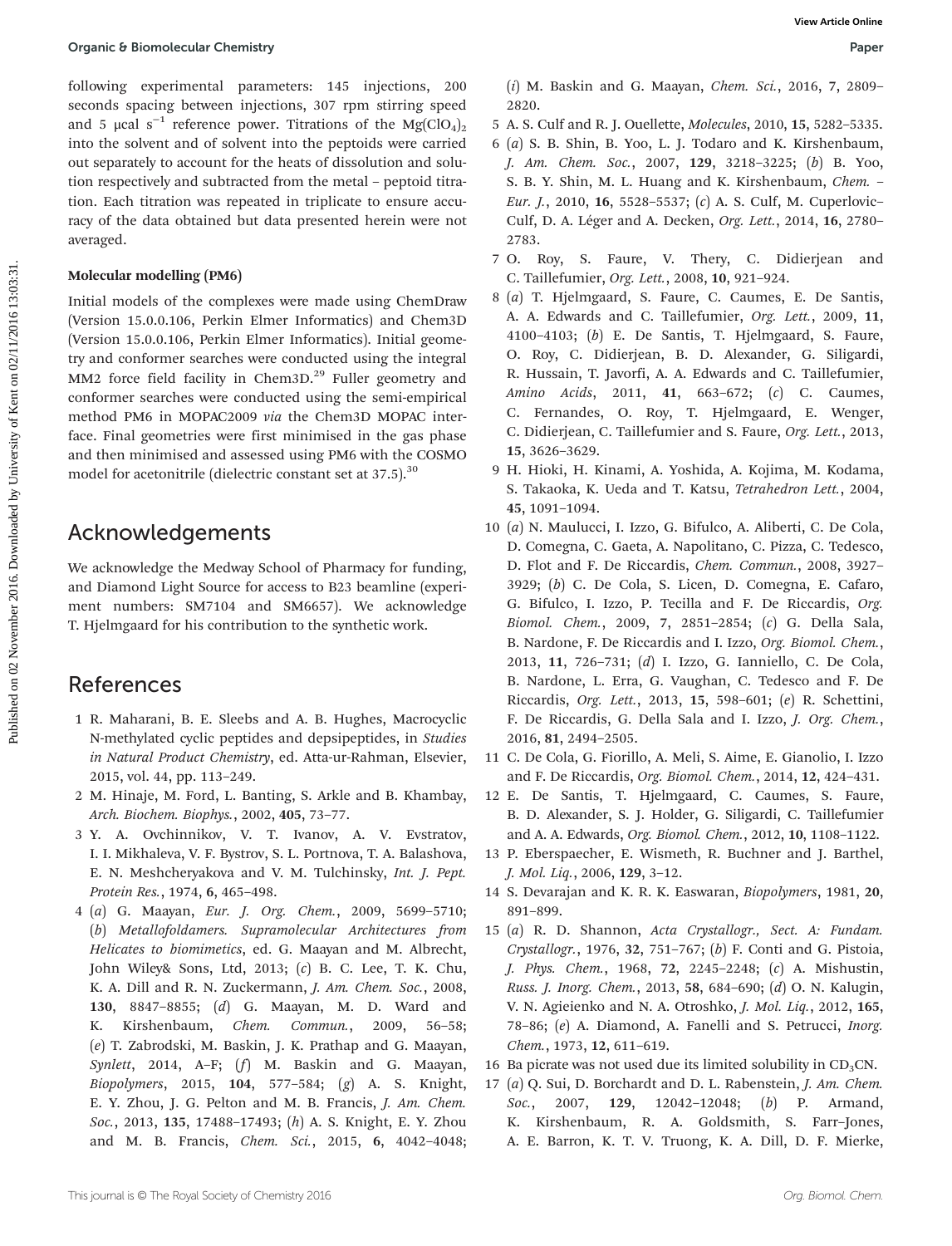following experimental parameters: 145 injections, 200 seconds spacing between injections, 307 rpm stirring speed and 5 μcal $s^{-1}$ reference power. Titrations of the $Mg(ClO_4)_2$ into the solvent and of solvent into the peptoids were carried out separately to account for the heats of dissolution and solution respectively and subtracted from the metal – peptoid titration. Each titration was repeated in triplicate to ensure accuracy of the data obtained but data presented herein were not averaged.

### Molecular modelling (PM6)

Initial models of the complexes were made using ChemDraw (Version 15.0.0.106, Perkin Elmer Informatics) and Chem3D (Version 15.0.0.106, Perkin Elmer Informatics). Initial geometry and conformer searches were conducted using the integral MM2 force field facility in Chem3D.[29] Fuller geometry and conformer searches were conducted using the semi-empirical method PM6 in MOPAC2009 *via* the Chem3D MOPAC interface. Final geometries were first minimised in the gas phase and then minimised and assessed using PM6 with the COSMO model for acetonitrile (dielectric constant set at 37.5).[30]

## Acknowledgements

We acknowledge the Medway School of Pharmacy for funding, and Diamond Light Source for access to B23 beamline (experiment numbers: SM7104 and SM6657). We acknowledge T. Hjelmgaard for his contribution to the synthetic work.

## References

1 R. Maharani, B. E. Sleebs and A. B. Hughes, Macrocyclic N-methylated cyclic peptides and depsipeptides, in *Studies in Natural Product Chemistry*, ed. Atta-ur-Rahman, Elsevier, 2015, vol. 44, pp. 113–249.

2 M. Hinaje, M. Ford, L. Banting, S. Arkle and B. Khambay, *Arch. Biochem. Biophys.*, 2002, **405**, 73–77.

3 Y. A. Ovchinnikov, V. T. Ivanov, A. V. Evstratov, I. I. Mikhaleva, V. F. Bystrov, S. L. Portnova, T. A. Balashova, E. N. Meshcheryakova and V. M. Tulchinsky, *Int. J. Pept. Protein Res.*, 1974, **6**, 465–498.

4 (*a*) G. Maayan, *Eur. J. Org. Chem.*, 2009, 5699–5710; (*b*) *Metallofoldamers. Supramolecular Architectures from Helicates to biomimetics*, ed. G. Maayan and M. Albrecht, John Wiley& Sons, Ltd, 2013; (*c*) B. C. Lee, T. K. Chu, K. A. Dill and R. N. Zuckermann, *J. Am. Chem. Soc.*, 2008, **130**, 8847–8855; (*d*) G. Maayan, M. D. Ward and K. Kirshenbaum, *Chem. Commun.*, 2009, 56–58; (*e*) T. Zabrodski, M. Baskin, J. K. Prathap and G. Maayan, *Synlett*, 2014, A–F; (*f*) M. Baskin and G. Maayan, *Biopolymers*, 2015, **104**, 577–584; (*g*) A. S. Knight, E. Y. Zhou, J. G. Pelton and M. B. Francis, *J. Am. Chem. Soc.*, 2013, **135**, 17488–17493; (*h*) A. S. Knight, E. Y. Zhou and M. B. Francis, *Chem. Sci.*, 2015, **6**, 4042–4048; (*i*) M. Baskin and G. Maayan, *Chem. Sci.*, 2016, **7**, 2809–2820.

5 A. S. Culf and R. J. Ouellette, *Molecules*, 2010, **15**, 5282–5335.

6 (*a*) S. B. Shin, B. Yoo, L. J. Todaro and K. Kirshenbaum, *J. Am. Chem. Soc.*, 2007, **129**, 3218–3225; (*b*) B. Yoo, S. B. Y. Shin, M. L. Huang and K. Kirshenbaum, *Chem. – Eur. J.*, 2010, **16**, 5528–5537; (*c*) A. S. Culf, M. Cuperlovic-Culf, D. A. Léger and A. Decken, *Org. Lett.*, 2014, **16**, 2780–2783.

7 O. Roy, S. Faure, V. Thery, C. Didierjean and C. Taillefumier, *Org. Lett.*, 2008, **10**, 921–924.

8 (*a*) T. Hjelmgaard, S. Faure, C. Caumes, E. De Santis, A. A. Edwards and C. Taillefumier, *Org. Lett.*, 2009, **11**, 4100–4103; (*b*) E. De Santis, T. Hjelmgaard, S. Faure, O. Roy, C. Didierjean, B. D. Alexander, G. Siligardi, R. Hussain, T. Javorfi, A. A. Edwards and C. Taillefumier, *Amino Acids*, 2011, **41**, 663–672; (*c*) C. Caumes, C. Fernandes, O. Roy, T. Hjelmgaard, E. Wenger, C. Didierjean, C. Taillefumier and S. Faure, *Org. Lett.*, 2013, **15**, 3626–3629.

9 H. Hioki, H. Kinami, A. Yoshida, A. Kojima, M. Kodama, S. Takaoka, K. Ueda and T. Katsu, *Tetrahedron Lett.*, 2004, **45**, 1091–1094.

10 (*a*) N. Maulucci, I. Izzo, G. Bifulco, A. Aliberti, C. De Cola, D. Comegna, C. Gaeta, A. Napolitano, C. Pizza, C. Tedesco, D. Flot and F. De Riccardis, *Chem. Commun.*, 2008, 3927–3929; (*b*) C. De Cola, S. Licen, D. Comegna, E. Cafaro, G. Bifulco, I. Izzo, P. Tecilla and F. De Riccardis, *Org. Biomol. Chem.*, 2009, **7**, 2851–2854; (*c*) G. Della Sala, B. Nardone, F. De Riccardis and I. Izzo, *Org. Biomol. Chem.*, 2013, **11**, 726–731; (*d*) I. Izzo, G. Ianniello, C. De Cola, B. Nardone, L. Erra, G. Vaughan, C. Tedesco and F. De Riccardis, *Org. Lett.*, 2013, **15**, 598–601; (*e*) R. Schettini, F. De Riccardis, G. Della Sala and I. Izzo, *J. Org. Chem.*, 2016, **81**, 2494–2505.

11 C. De Cola, G. Fiorillo, A. Meli, S. Aime, E. Gianolio, I. Izzo and F. De Riccardis, *Org. Biomol. Chem.*, 2014, **12**, 424–431.

12 E. De Santis, T. Hjelmgaard, C. Caumes, S. Faure, B. D. Alexander, S. J. Holder, G. Siligardi, C. Taillefumier and A. A. Edwards, *Org. Biomol. Chem.*, 2012, **10**, 1108–1122.

13 P. Eberspaecher, E. Wismeth, R. Buchner and J. Barthel, *J. Mol. Liq.*, 2006, **129**, 3–12.

14 S. Devarajan and K. R. K. Easwaran, *Biopolymers*, 1981, **20**, 891–899.

15 (*a*) R. D. Shannon, *Acta Crystallogr., Sect. A: Fundam. Crystallogr.*, 1976, **32**, 751–767; (*b*) F. Conti and G. Pistoia, *J. Phys. Chem.*, 1968, **72**, 2245–2248; (*c*) A. Mishustin, *Russ. J. Inorg. Chem.*, 2013, **58**, 684–690; (*d*) O. N. Kalugin, V. N. Agieienko and N. A. Otroshko, *J. Mol. Liq.*, 2012, **165**, 78–86; (*e*) A. Diamond, A. Fanelli and S. Petrucci, *Inorg. Chem.*, 1973, **12**, 611–619.

16 Ba picrate was not used due its limited solubility in $CD_3CN$.

17 (*a*) Q. Sui, D. Borchardt and D. L. Rabenstein, *J. Am. Chem. Soc.*, 2007, **129**, 12042–12048; (*b*) P. Armand, K. Kirshenbaum, R. A. Goldsmith, S. Farr-Jones, A. E. Barron, K. T. V. Truong, K. A. Dill, D. F. Mierke,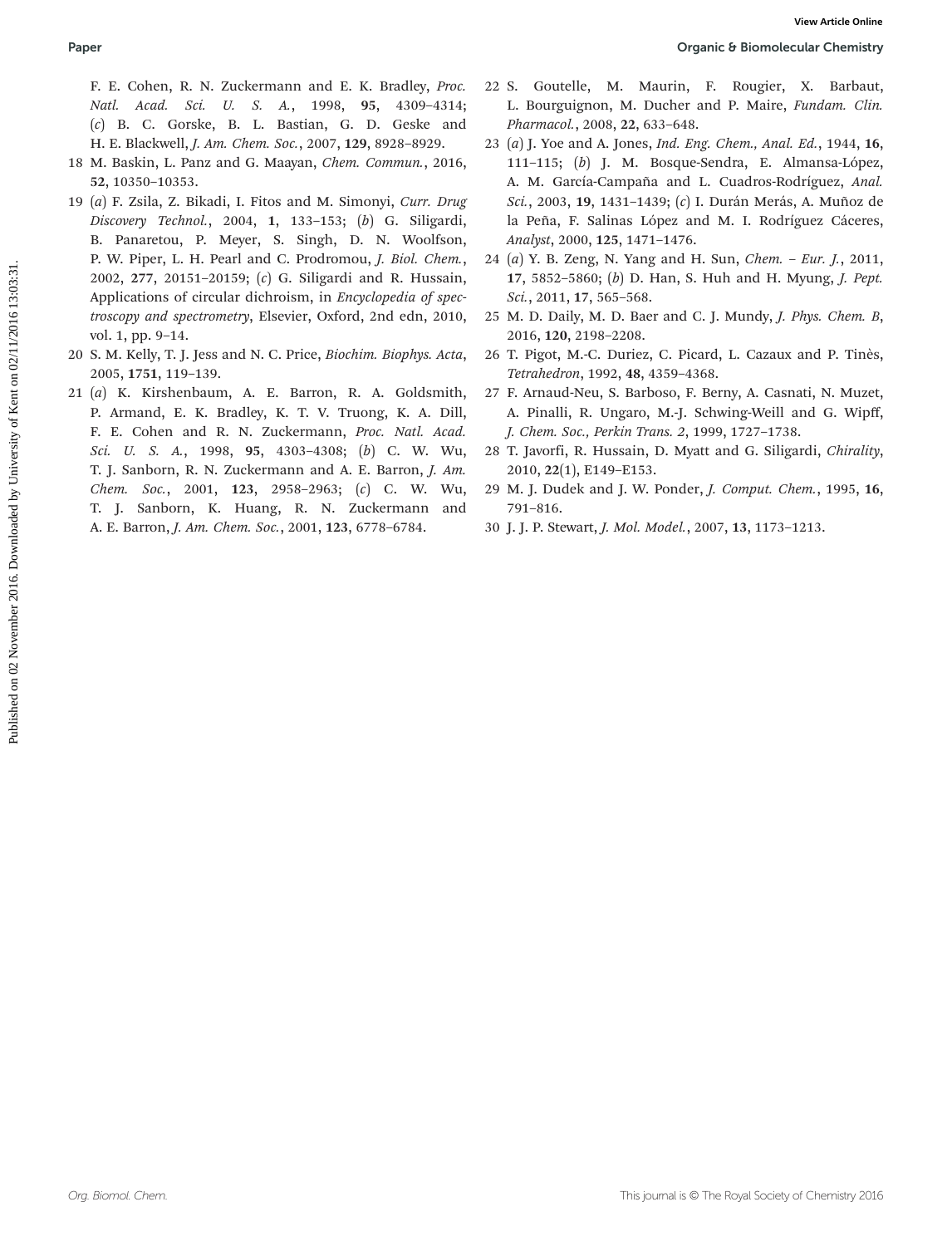F. E. Cohen, R. N. Zuckermann and E. K. Bradley, *Proc. Natl. Acad. Sci. U. S. A.*, 1998, **95**, 4309–4314; (*c*) B. C. Gorske, B. L. Bastian, G. D. Geske and H. E. Blackwell, *J. Am. Chem. Soc.*, 2007, **129**, 8928–8929.

18 M. Baskin, L. Panz and G. Maayan, *Chem. Commun.*, 2016, **52**, 10350–10353.

19 (*a*) F. Zsila, Z. Bikadi, I. Fitos and M. Simonyi, *Curr. Drug Discovery Technol.*, 2004, **1**, 133–153; (*b*) G. Siligardi, B. Panaretou, P. Meyer, S. Singh, D. N. Woolfson, P. W. Piper, L. H. Pearl and C. Prodromou, *J. Biol. Chem.*, 2002, **277**, 20151–20159; (*c*) G. Siligardi and R. Hussain, Applications of circular dichroism, in *Encyclopedia of spectroscopy and spectrometry*, Elsevier, Oxford, 2nd edn, 2010, vol. 1, pp. 9–14.

20 S. M. Kelly, T. J. Jess and N. C. Price, *Biochim. Biophys. Acta*, 2005, **1751**, 119–139.

21 (*a*) K. Kirshenbaum, A. E. Barron, R. A. Goldsmith, P. Armand, E. K. Bradley, K. T. V. Truong, K. A. Dill, F. E. Cohen and R. N. Zuckermann, *Proc. Natl. Acad. Sci. U. S. A.*, 1998, **95**, 4303–4308; (*b*) C. W. Wu, T. J. Sanborn, R. N. Zuckermann and A. E. Barron, *J. Am. Chem. Soc.*, 2001, **123**, 2958–2963; (*c*) C. W. Wu, T. J. Sanborn, K. Huang, R. N. Zuckermann and A. E. Barron, *J. Am. Chem. Soc.*, 2001, **123**, 6778–6784.

22 S. Goutelle, M. Maurin, F. Rougier, X. Barbaut, L. Bourguignon, M. Ducher and P. Maire, *Fundam. Clin. Pharmacol.*, 2008, **22**, 633–648.

23 (*a*) J. Yoe and A. Jones, *Ind. Eng. Chem., Anal. Ed.*, 1944, **16**, 111–115; (*b*) J. M. Bosque-Sendra, E. Almansa-López, A. M. García-Campaña and L. Cuadros-Rodríguez, *Anal. Sci.*, 2003, **19**, 1431–1439; (*c*) I. Durán Merás, A. Muñoz de la Peña, F. Salinas López and M. I. Rodríguez Cáceres, *Analyst*, 2000, **125**, 1471–1476.

24 (*a*) Y. B. Zeng, N. Yang and H. Sun, *Chem. – Eur. J.*, 2011, **17**, 5852–5860; (*b*) D. Han, S. Huh and H. Myung, *J. Pept. Sci.*, 2011, **17**, 565–568.

25 M. D. Daily, M. D. Baer and C. J. Mundy, *J. Phys. Chem. B*, 2016, **120**, 2198–2208.

26 T. Pigot, M.-C. Duriez, C. Picard, L. Cazaux and P. Tinès, *Tetrahedron*, 1992, **48**, 4359–4368.

27 F. Arnaud-Neu, S. Barboso, F. Berny, A. Casnati, N. Muzet, A. Pinalli, R. Ungaro, M.-J. Schwing-Weill and G. Wipff, *J. Chem. Soc., Perkin Trans. 2*, 1999, 1727–1738.

28 T. Javorfi, R. Hussain, D. Myatt and G. Siligardi, *Chirality*, 2010, **22**(1), E149–E153.

29 M. J. Dudek and J. W. Ponder, *J. Comput. Chem.*, 1995, **16**, 791–816.

30 J. J. P. Stewart, *J. Mol. Model.*, 2007, **13**, 1173–1213.